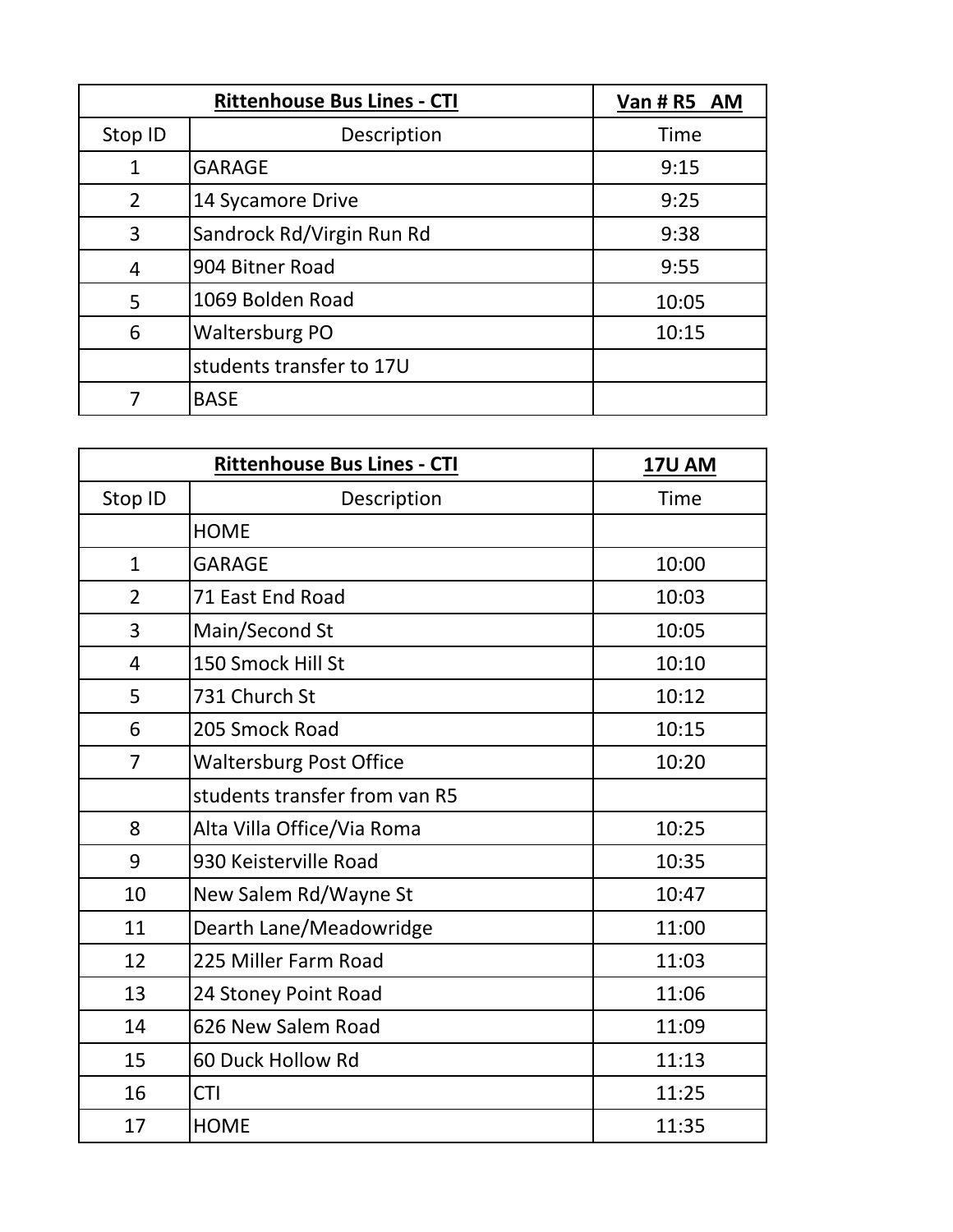| **Rittenhouse Bus Lines - CTI** | | **Van # R5 AM** |
|---|---|---|
| Stop ID | Description | Time |
| 1 | GARAGE | 9:15 |
| 2 | 14 Sycamore Drive | 9:25 |
| 3 | Sandrock Rd/Virgin Run Rd | 9:38 |
| 4 | 904 Bitner Road | 9:55 |
| 5 | 1069 Bolden Road | 10:05 |
| 6 | Waltersburg PO | 10:15 |
| | students transfer to 17U | |
| 7 | BASE | |

| **Rittenhouse Bus Lines - CTI** | | **17U AM** |
|---|---|---|
| Stop ID | Description | Time |
| | HOME | |
| 1 | GARAGE | 10:00 |
| 2 | 71 East End Road | 10:03 |
| 3 | Main/Second St | 10:05 |
| 4 | 150 Smock Hill St | 10:10 |
| 5 | 731 Church St | 10:12 |
| 6 | 205 Smock Road | 10:15 |
| 7 | Waltersburg Post Office | 10:20 |
| | students transfer from van R5 | |
| 8 | Alta Villa Office/Via Roma | 10:25 |
| 9 | 930 Keisterville Road | 10:35 |
| 10 | New Salem Rd/Wayne St | 10:47 |
| 11 | Dearth Lane/Meadowridge | 11:00 |
| 12 | 225 Miller Farm Road | 11:03 |
| 13 | 24 Stoney Point Road | 11:06 |
| 14 | 626 New Salem Road | 11:09 |
| 15 | 60 Duck Hollow Rd | 11:13 |
| 16 | CTI | 11:25 |
| 17 | HOME | 11:35 |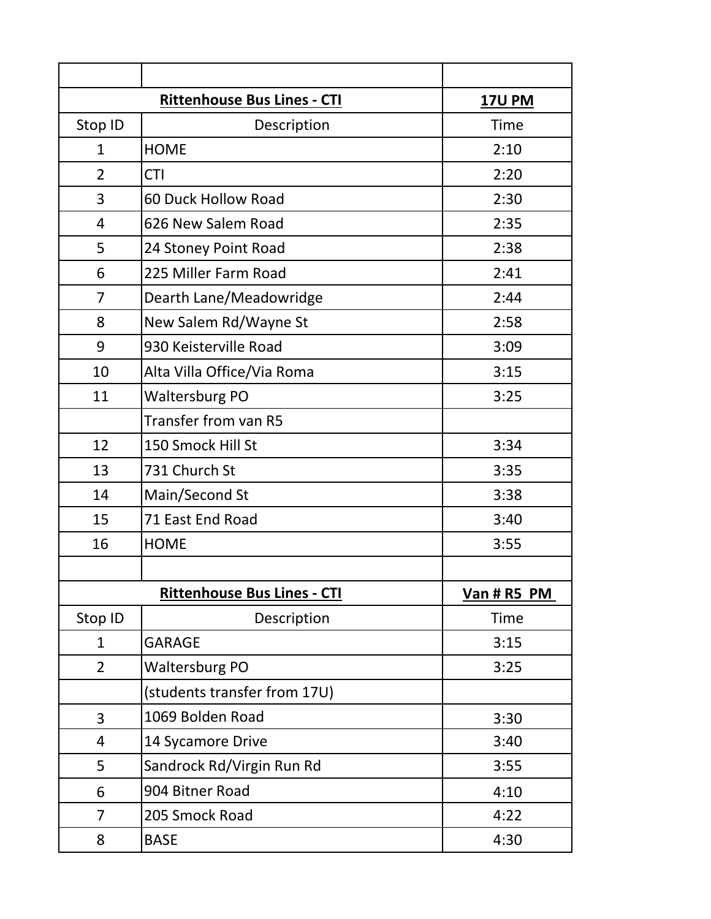| | | |
|---|---|---|
| **Rittenhouse Bus Lines - CTI** | | **17U PM** |
| Stop ID | Description | Time |
| 1 | HOME | 2:10 |
| 2 | CTI | 2:20 |
| 3 | 60 Duck Hollow Road | 2:30 |
| 4 | 626 New Salem Road | 2:35 |
| 5 | 24 Stoney Point Road | 2:38 |
| 6 | 225 Miller Farm Road | 2:41 |
| 7 | Dearth Lane/Meadowridge | 2:44 |
| 8 | New Salem Rd/Wayne St | 2:58 |
| 9 | 930 Keisterville Road | 3:09 |
| 10 | Alta Villa Office/Via Roma | 3:15 |
| 11 | Waltersburg PO | 3:25 |
| | Transfer from van R5 | |
| 12 | 150 Smock Hill St | 3:34 |
| 13 | 731 Church St | 3:35 |
| 14 | Main/Second St | 3:38 |
| 15 | 71 East End Road | 3:40 |
| 16 | HOME | 3:55 |

| | | |
|---|---|---|
| **Rittenhouse Bus Lines - CTI** | | **Van # R5 PM** |
| Stop ID | Description | Time |
| 1 | GARAGE | 3:15 |
| 2 | Waltersburg PO | 3:25 |
| | (students transfer from 17U) | |
| 3 | 1069 Bolden Road | 3:30 |
| 4 | 14 Sycamore Drive | 3:40 |
| 5 | Sandrock Rd/Virgin Run Rd | 3:55 |
| 6 | 904 Bitner Road | 4:10 |
| 7 | 205 Smock Road | 4:22 |
| 8 | BASE | 4:30 |